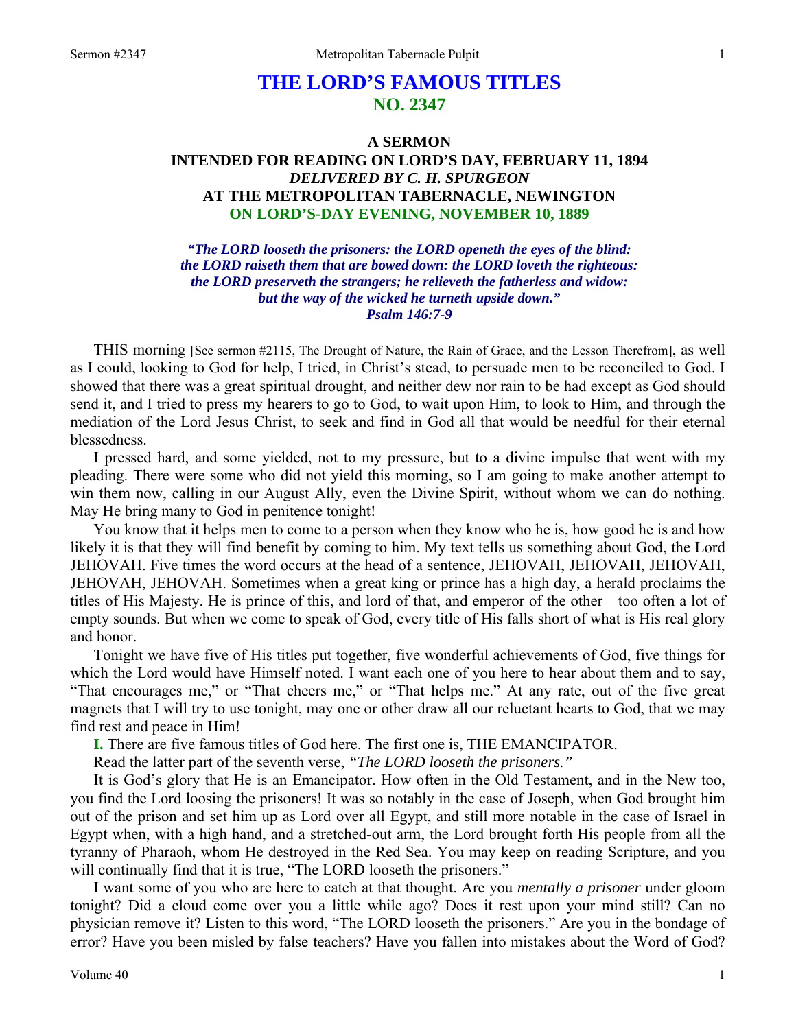# THE LORD'S FAMOUS TITLES
## NO. 2347

### A SERMON
### INTENDED FOR READING ON LORD'S DAY, FEBRUARY 11, 1894
### *DELIVERED BY C. H. SPURGEON*
### AT THE METROPOLITAN TABERNACLE, NEWINGTON
### ON LORD'S-DAY EVENING, NOVEMBER 10, 1889

***"The LORD looseth the prisoners: the LORD openeth the eyes of the blind: the LORD raiseth them that are bowed down: the LORD loveth the righteous: the LORD preserveth the strangers; he relieveth the fatherless and widow: but the way of the wicked he turneth upside down." Psalm 146:7-9***

THIS morning [See sermon #2115, The Drought of Nature, the Rain of Grace, and the Lesson Therefrom], as well as I could, looking to God for help, I tried, in Christ's stead, to persuade men to be reconciled to God. I showed that there was a great spiritual drought, and neither dew nor rain to be had except as God should send it, and I tried to press my hearers to go to God, to wait upon Him, to look to Him, and through the mediation of the Lord Jesus Christ, to seek and find in God all that would be needful for their eternal blessedness.

I pressed hard, and some yielded, not to my pressure, but to a divine impulse that went with my pleading. There were some who did not yield this morning, so I am going to make another attempt to win them now, calling in our August Ally, even the Divine Spirit, without whom we can do nothing. May He bring many to God in penitence tonight!

You know that it helps men to come to a person when they know who he is, how good he is and how likely it is that they will find benefit by coming to him. My text tells us something about God, the Lord JEHOVAH. Five times the word occurs at the head of a sentence, JEHOVAH, JEHOVAH, JEHOVAH, JEHOVAH, JEHOVAH. Sometimes when a great king or prince has a high day, a herald proclaims the titles of His Majesty. He is prince of this, and lord of that, and emperor of the other—too often a lot of empty sounds. But when we come to speak of God, every title of His falls short of what is His real glory and honor.

Tonight we have five of His titles put together, five wonderful achievements of God, five things for which the Lord would have Himself noted. I want each one of you here to hear about them and to say, "That encourages me," or "That cheers me," or "That helps me." At any rate, out of the five great magnets that I will try to use tonight, may one or other draw all our reluctant hearts to God, that we may find rest and peace in Him!

**I.** There are five famous titles of God here. The first one is, THE EMANCIPATOR.

Read the latter part of the seventh verse, *"The LORD looseth the prisoners."*

It is God's glory that He is an Emancipator. How often in the Old Testament, and in the New too, you find the Lord loosing the prisoners! It was so notably in the case of Joseph, when God brought him out of the prison and set him up as Lord over all Egypt, and still more notable in the case of Israel in Egypt when, with a high hand, and a stretched-out arm, the Lord brought forth His people from all the tyranny of Pharaoh, whom He destroyed in the Red Sea. You may keep on reading Scripture, and you will continually find that it is true, "The LORD looseth the prisoners."

I want some of you who are here to catch at that thought. Are you *mentally a prisoner* under gloom tonight? Did a cloud come over you a little while ago? Does it rest upon your mind still? Can no physician remove it? Listen to this word, "The LORD looseth the prisoners." Are you in the bondage of error? Have you been misled by false teachers? Have you fallen into mistakes about the Word of God?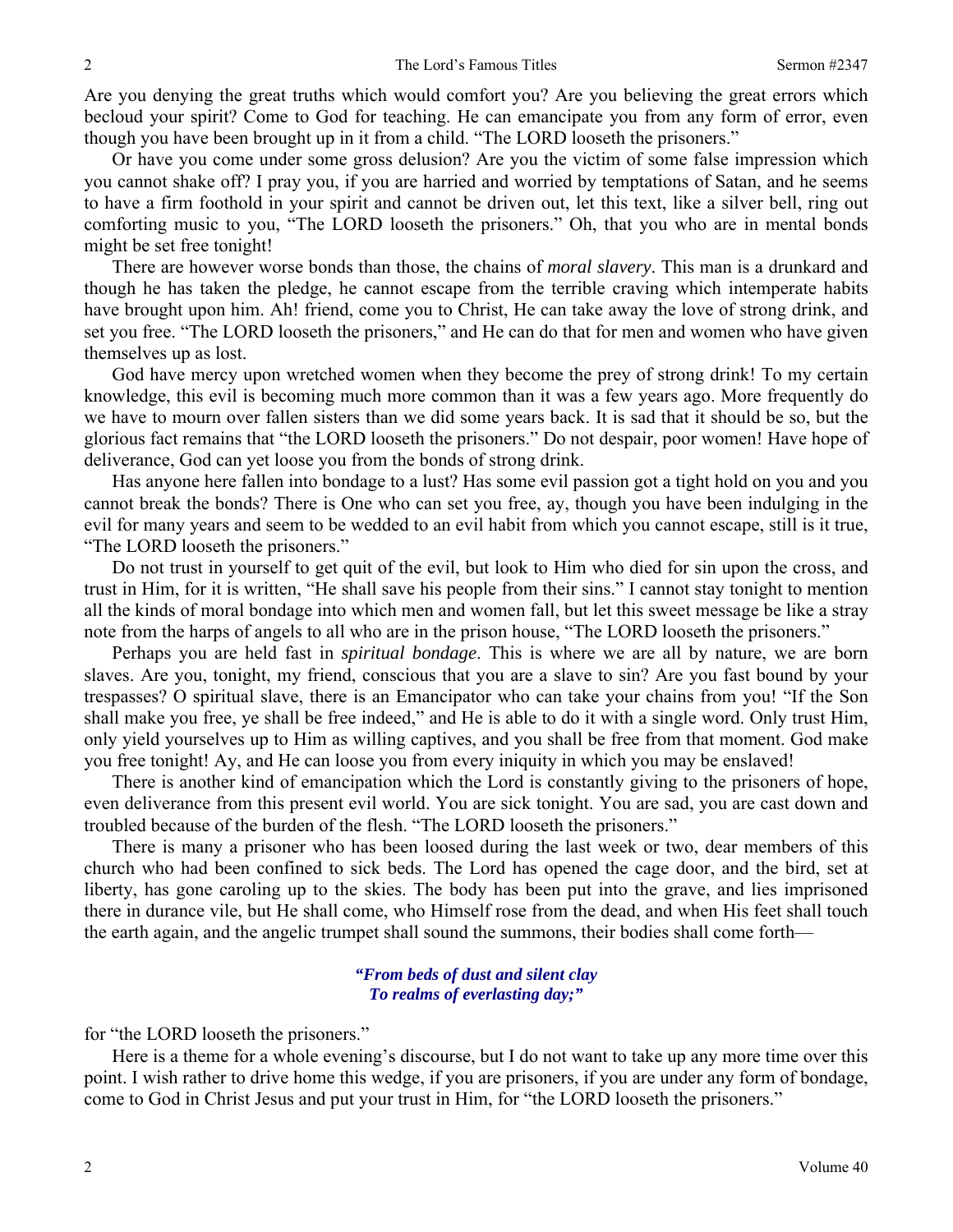Are you denying the great truths which would comfort you? Are you believing the great errors which becloud your spirit? Come to God for teaching. He can emancipate you from any form of error, even though you have been brought up in it from a child. "The LORD looseth the prisoners."

Or have you come under some gross delusion? Are you the victim of some false impression which you cannot shake off? I pray you, if you are harried and worried by temptations of Satan, and he seems to have a firm foothold in your spirit and cannot be driven out, let this text, like a silver bell, ring out comforting music to you, "The LORD looseth the prisoners." Oh, that you who are in mental bonds might be set free tonight!

There are however worse bonds than those, the chains of *moral slavery*. This man is a drunkard and though he has taken the pledge, he cannot escape from the terrible craving which intemperate habits have brought upon him. Ah! friend, come you to Christ, He can take away the love of strong drink, and set you free. "The LORD looseth the prisoners," and He can do that for men and women who have given themselves up as lost.

God have mercy upon wretched women when they become the prey of strong drink! To my certain knowledge, this evil is becoming much more common than it was a few years ago. More frequently do we have to mourn over fallen sisters than we did some years back. It is sad that it should be so, but the glorious fact remains that "the LORD looseth the prisoners." Do not despair, poor women! Have hope of deliverance, God can yet loose you from the bonds of strong drink.

Has anyone here fallen into bondage to a lust? Has some evil passion got a tight hold on you and you cannot break the bonds? There is One who can set you free, ay, though you have been indulging in the evil for many years and seem to be wedded to an evil habit from which you cannot escape, still is it true, "The LORD looseth the prisoners."

Do not trust in yourself to get quit of the evil, but look to Him who died for sin upon the cross, and trust in Him, for it is written, "He shall save his people from their sins." I cannot stay tonight to mention all the kinds of moral bondage into which men and women fall, but let this sweet message be like a stray note from the harps of angels to all who are in the prison house, "The LORD looseth the prisoners."

Perhaps you are held fast in *spiritual bondage*. This is where we are all by nature, we are born slaves. Are you, tonight, my friend, conscious that you are a slave to sin? Are you fast bound by your trespasses? O spiritual slave, there is an Emancipator who can take your chains from you! "If the Son shall make you free, ye shall be free indeed," and He is able to do it with a single word. Only trust Him, only yield yourselves up to Him as willing captives, and you shall be free from that moment. God make you free tonight! Ay, and He can loose you from every iniquity in which you may be enslaved!

There is another kind of emancipation which the Lord is constantly giving to the prisoners of hope, even deliverance from this present evil world. You are sick tonight. You are sad, you are cast down and troubled because of the burden of the flesh. "The LORD looseth the prisoners."

There is many a prisoner who has been loosed during the last week or two, dear members of this church who had been confined to sick beds. The Lord has opened the cage door, and the bird, set at liberty, has gone caroling up to the skies. The body has been put into the grave, and lies imprisoned there in durance vile, but He shall come, who Himself rose from the dead, and when His feet shall touch the earth again, and the angelic trumpet shall sound the summons, their bodies shall come forth—

> ***"From beds of dust and silent clay***
> ***To realms of everlasting day;"***

for "the LORD looseth the prisoners."

Here is a theme for a whole evening's discourse, but I do not want to take up any more time over this point. I wish rather to drive home this wedge, if you are prisoners, if you are under any form of bondage, come to God in Christ Jesus and put your trust in Him, for "the LORD looseth the prisoners."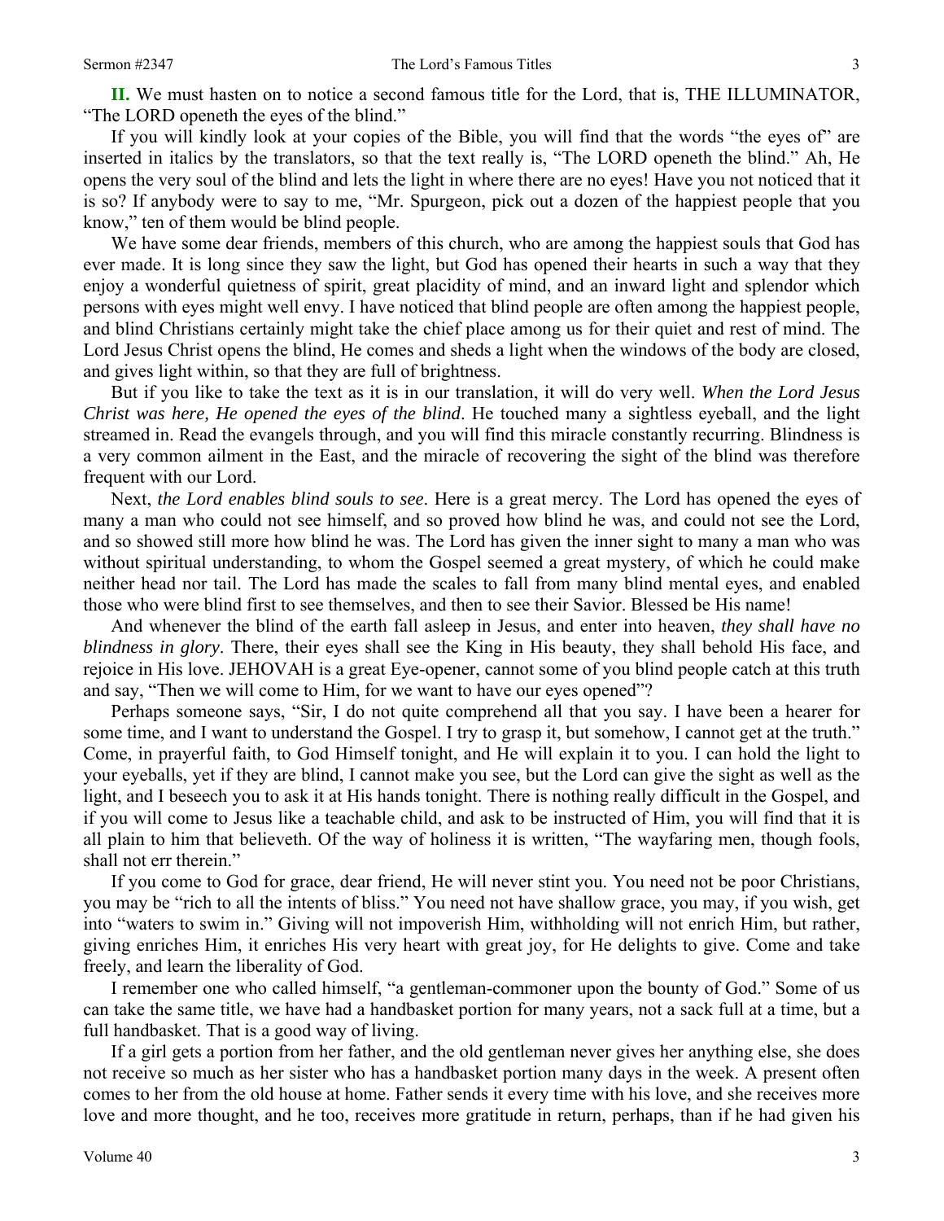**II.** We must hasten on to notice a second famous title for the Lord, that is, THE ILLUMINATOR, "The LORD openeth the eyes of the blind."

If you will kindly look at your copies of the Bible, you will find that the words "the eyes of" are inserted in italics by the translators, so that the text really is, "The LORD openeth the blind." Ah, He opens the very soul of the blind and lets the light in where there are no eyes! Have you not noticed that it is so? If anybody were to say to me, "Mr. Spurgeon, pick out a dozen of the happiest people that you know," ten of them would be blind people.

We have some dear friends, members of this church, who are among the happiest souls that God has ever made. It is long since they saw the light, but God has opened their hearts in such a way that they enjoy a wonderful quietness of spirit, great placidity of mind, and an inward light and splendor which persons with eyes might well envy. I have noticed that blind people are often among the happiest people, and blind Christians certainly might take the chief place among us for their quiet and rest of mind. The Lord Jesus Christ opens the blind, He comes and sheds a light when the windows of the body are closed, and gives light within, so that they are full of brightness.

But if you like to take the text as it is in our translation, it will do very well. *When the Lord Jesus Christ was here, He opened the eyes of the blind*. He touched many a sightless eyeball, and the light streamed in. Read the evangels through, and you will find this miracle constantly recurring. Blindness is a very common ailment in the East, and the miracle of recovering the sight of the blind was therefore frequent with our Lord.

Next, *the Lord enables blind souls to see*. Here is a great mercy. The Lord has opened the eyes of many a man who could not see himself, and so proved how blind he was, and could not see the Lord, and so showed still more how blind he was. The Lord has given the inner sight to many a man who was without spiritual understanding, to whom the Gospel seemed a great mystery, of which he could make neither head nor tail. The Lord has made the scales to fall from many blind mental eyes, and enabled those who were blind first to see themselves, and then to see their Savior. Blessed be His name!

And whenever the blind of the earth fall asleep in Jesus, and enter into heaven, *they shall have no blindness in glory*. There, their eyes shall see the King in His beauty, they shall behold His face, and rejoice in His love. JEHOVAH is a great Eye-opener, cannot some of you blind people catch at this truth and say, "Then we will come to Him, for we want to have our eyes opened"?

Perhaps someone says, "Sir, I do not quite comprehend all that you say. I have been a hearer for some time, and I want to understand the Gospel. I try to grasp it, but somehow, I cannot get at the truth." Come, in prayerful faith, to God Himself tonight, and He will explain it to you. I can hold the light to your eyeballs, yet if they are blind, I cannot make you see, but the Lord can give the sight as well as the light, and I beseech you to ask it at His hands tonight. There is nothing really difficult in the Gospel, and if you will come to Jesus like a teachable child, and ask to be instructed of Him, you will find that it is all plain to him that believeth. Of the way of holiness it is written, "The wayfaring men, though fools, shall not err therein."

If you come to God for grace, dear friend, He will never stint you. You need not be poor Christians, you may be "rich to all the intents of bliss." You need not have shallow grace, you may, if you wish, get into "waters to swim in." Giving will not impoverish Him, withholding will not enrich Him, but rather, giving enriches Him, it enriches His very heart with great joy, for He delights to give. Come and take freely, and learn the liberality of God.

I remember one who called himself, "a gentleman-commoner upon the bounty of God." Some of us can take the same title, we have had a handbasket portion for many years, not a sack full at a time, but a full handbasket. That is a good way of living.

If a girl gets a portion from her father, and the old gentleman never gives her anything else, she does not receive so much as her sister who has a handbasket portion many days in the week. A present often comes to her from the old house at home. Father sends it every time with his love, and she receives more love and more thought, and he too, receives more gratitude in return, perhaps, than if he had given his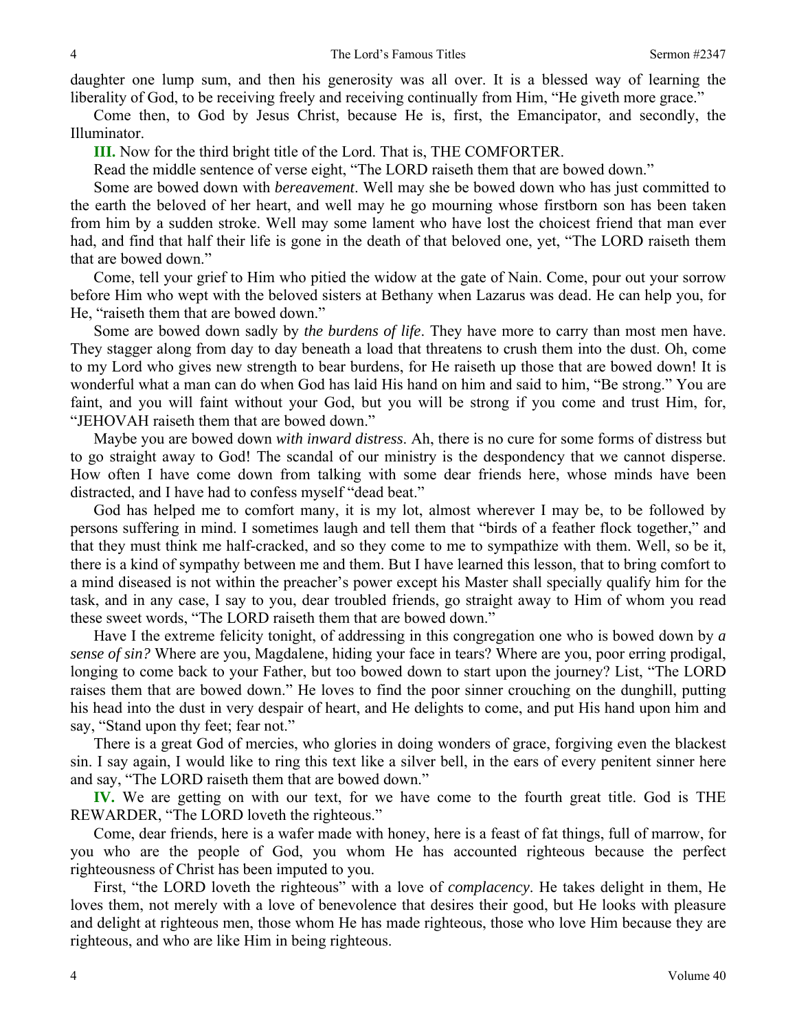daughter one lump sum, and then his generosity was all over. It is a blessed way of learning the liberality of God, to be receiving freely and receiving continually from Him, "He giveth more grace."

Come then, to God by Jesus Christ, because He is, first, the Emancipator, and secondly, the Illuminator.

**III.** Now for the third bright title of the Lord. That is, THE COMFORTER.

Read the middle sentence of verse eight, "The LORD raiseth them that are bowed down."

Some are bowed down with *bereavement*. Well may she be bowed down who has just committed to the earth the beloved of her heart, and well may he go mourning whose firstborn son has been taken from him by a sudden stroke. Well may some lament who have lost the choicest friend that man ever had, and find that half their life is gone in the death of that beloved one, yet, "The LORD raiseth them that are bowed down."

Come, tell your grief to Him who pitied the widow at the gate of Nain. Come, pour out your sorrow before Him who wept with the beloved sisters at Bethany when Lazarus was dead. He can help you, for He, "raiseth them that are bowed down."

Some are bowed down sadly by *the burdens of life*. They have more to carry than most men have. They stagger along from day to day beneath a load that threatens to crush them into the dust. Oh, come to my Lord who gives new strength to bear burdens, for He raiseth up those that are bowed down! It is wonderful what a man can do when God has laid His hand on him and said to him, "Be strong." You are faint, and you will faint without your God, but you will be strong if you come and trust Him, for, "JEHOVAH raiseth them that are bowed down."

Maybe you are bowed down *with inward distress*. Ah, there is no cure for some forms of distress but to go straight away to God! The scandal of our ministry is the despondency that we cannot disperse. How often I have come down from talking with some dear friends here, whose minds have been distracted, and I have had to confess myself "dead beat."

God has helped me to comfort many, it is my lot, almost wherever I may be, to be followed by persons suffering in mind. I sometimes laugh and tell them that "birds of a feather flock together," and that they must think me half-cracked, and so they come to me to sympathize with them. Well, so be it, there is a kind of sympathy between me and them. But I have learned this lesson, that to bring comfort to a mind diseased is not within the preacher's power except his Master shall specially qualify him for the task, and in any case, I say to you, dear troubled friends, go straight away to Him of whom you read these sweet words, "The LORD raiseth them that are bowed down."

Have I the extreme felicity tonight, of addressing in this congregation one who is bowed down by *a sense of sin?* Where are you, Magdalene, hiding your face in tears? Where are you, poor erring prodigal, longing to come back to your Father, but too bowed down to start upon the journey? List, "The LORD raises them that are bowed down." He loves to find the poor sinner crouching on the dunghill, putting his head into the dust in very despair of heart, and He delights to come, and put His hand upon him and say, "Stand upon thy feet; fear not."

There is a great God of mercies, who glories in doing wonders of grace, forgiving even the blackest sin. I say again, I would like to ring this text like a silver bell, in the ears of every penitent sinner here and say, "The LORD raiseth them that are bowed down."

**IV.** We are getting on with our text, for we have come to the fourth great title. God is THE REWARDER, "The LORD loveth the righteous."

Come, dear friends, here is a wafer made with honey, here is a feast of fat things, full of marrow, for you who are the people of God, you whom He has accounted righteous because the perfect righteousness of Christ has been imputed to you.

First, "the LORD loveth the righteous" with a love of *complacency*. He takes delight in them, He loves them, not merely with a love of benevolence that desires their good, but He looks with pleasure and delight at righteous men, those whom He has made righteous, those who love Him because they are righteous, and who are like Him in being righteous.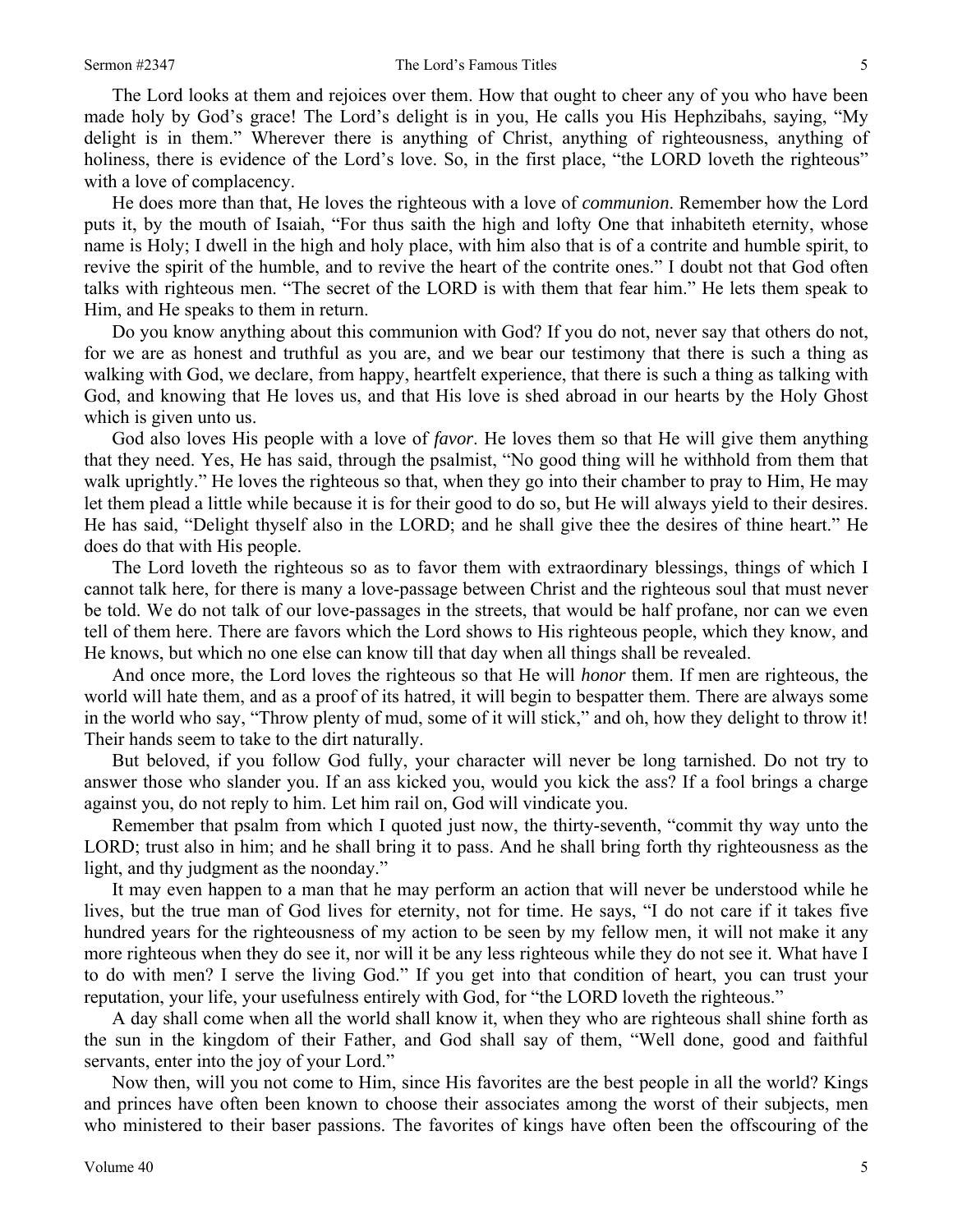The Lord looks at them and rejoices over them. How that ought to cheer any of you who have been made holy by God's grace! The Lord's delight is in you, He calls you His Hephzibahs, saying, "My delight is in them." Wherever there is anything of Christ, anything of righteousness, anything of holiness, there is evidence of the Lord's love. So, in the first place, "the LORD loveth the righteous" with a love of complacency.

He does more than that, He loves the righteous with a love of *communion*. Remember how the Lord puts it, by the mouth of Isaiah, "For thus saith the high and lofty One that inhabiteth eternity, whose name is Holy; I dwell in the high and holy place, with him also that is of a contrite and humble spirit, to revive the spirit of the humble, and to revive the heart of the contrite ones." I doubt not that God often talks with righteous men. "The secret of the LORD is with them that fear him." He lets them speak to Him, and He speaks to them in return.

Do you know anything about this communion with God? If you do not, never say that others do not, for we are as honest and truthful as you are, and we bear our testimony that there is such a thing as walking with God, we declare, from happy, heartfelt experience, that there is such a thing as talking with God, and knowing that He loves us, and that His love is shed abroad in our hearts by the Holy Ghost which is given unto us.

God also loves His people with a love of *favor*. He loves them so that He will give them anything that they need. Yes, He has said, through the psalmist, "No good thing will he withhold from them that walk uprightly." He loves the righteous so that, when they go into their chamber to pray to Him, He may let them plead a little while because it is for their good to do so, but He will always yield to their desires. He has said, "Delight thyself also in the LORD; and he shall give thee the desires of thine heart." He does do that with His people.

The Lord loveth the righteous so as to favor them with extraordinary blessings, things of which I cannot talk here, for there is many a love-passage between Christ and the righteous soul that must never be told. We do not talk of our love-passages in the streets, that would be half profane, nor can we even tell of them here. There are favors which the Lord shows to His righteous people, which they know, and He knows, but which no one else can know till that day when all things shall be revealed.

And once more, the Lord loves the righteous so that He will *honor* them. If men are righteous, the world will hate them, and as a proof of its hatred, it will begin to bespatter them. There are always some in the world who say, "Throw plenty of mud, some of it will stick," and oh, how they delight to throw it! Their hands seem to take to the dirt naturally.

But beloved, if you follow God fully, your character will never be long tarnished. Do not try to answer those who slander you. If an ass kicked you, would you kick the ass? If a fool brings a charge against you, do not reply to him. Let him rail on, God will vindicate you.

Remember that psalm from which I quoted just now, the thirty-seventh, "commit thy way unto the LORD; trust also in him; and he shall bring it to pass. And he shall bring forth thy righteousness as the light, and thy judgment as the noonday."

It may even happen to a man that he may perform an action that will never be understood while he lives, but the true man of God lives for eternity, not for time. He says, "I do not care if it takes five hundred years for the righteousness of my action to be seen by my fellow men, it will not make it any more righteous when they do see it, nor will it be any less righteous while they do not see it. What have I to do with men? I serve the living God." If you get into that condition of heart, you can trust your reputation, your life, your usefulness entirely with God, for "the LORD loveth the righteous."

A day shall come when all the world shall know it, when they who are righteous shall shine forth as the sun in the kingdom of their Father, and God shall say of them, "Well done, good and faithful servants, enter into the joy of your Lord."

Now then, will you not come to Him, since His favorites are the best people in all the world? Kings and princes have often been known to choose their associates among the worst of their subjects, men who ministered to their baser passions. The favorites of kings have often been the offscouring of the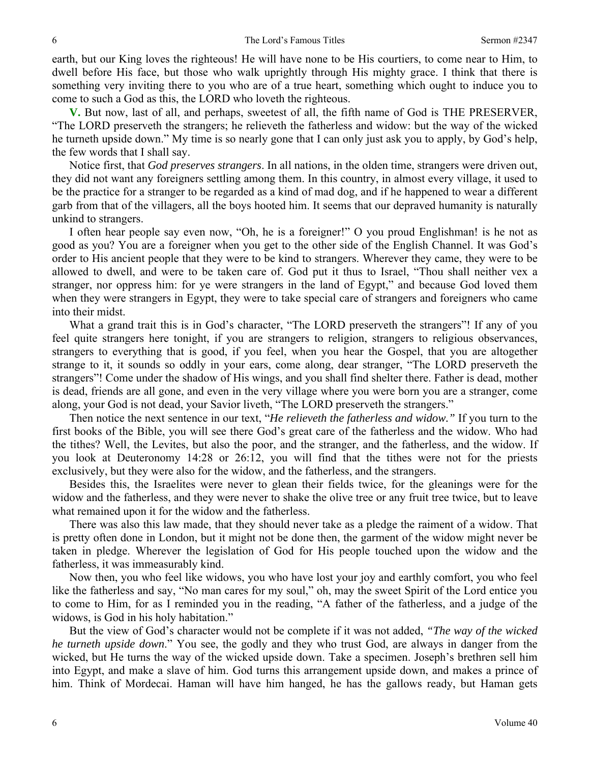earth, but our King loves the righteous! He will have none to be His courtiers, to come near to Him, to dwell before His face, but those who walk uprightly through His mighty grace. I think that there is something very inviting there to you who are of a true heart, something which ought to induce you to come to such a God as this, the LORD who loveth the righteous.

**V.** But now, last of all, and perhaps, sweetest of all, the fifth name of God is THE PRESERVER, "The LORD preserveth the strangers; he relieveth the fatherless and widow: but the way of the wicked he turneth upside down." My time is so nearly gone that I can only just ask you to apply, by God's help, the few words that I shall say.

Notice first, that *God preserves strangers*. In all nations, in the olden time, strangers were driven out, they did not want any foreigners settling among them. In this country, in almost every village, it used to be the practice for a stranger to be regarded as a kind of mad dog, and if he happened to wear a different garb from that of the villagers, all the boys hooted him. It seems that our depraved humanity is naturally unkind to strangers.

I often hear people say even now, "Oh, he is a foreigner!" O you proud Englishman! is he not as good as you? You are a foreigner when you get to the other side of the English Channel. It was God's order to His ancient people that they were to be kind to strangers. Wherever they came, they were to be allowed to dwell, and were to be taken care of. God put it thus to Israel, "Thou shall neither vex a stranger, nor oppress him: for ye were strangers in the land of Egypt," and because God loved them when they were strangers in Egypt, they were to take special care of strangers and foreigners who came into their midst.

What a grand trait this is in God's character, "The LORD preserveth the strangers"! If any of you feel quite strangers here tonight, if you are strangers to religion, strangers to religious observances, strangers to everything that is good, if you feel, when you hear the Gospel, that you are altogether strange to it, it sounds so oddly in your ears, come along, dear stranger, "The LORD preserveth the strangers"! Come under the shadow of His wings, and you shall find shelter there. Father is dead, mother is dead, friends are all gone, and even in the very village where you were born you are a stranger, come along, your God is not dead, your Savior liveth, "The LORD preserveth the strangers."

Then notice the next sentence in our text, "*He relieveth the fatherless and widow."* If you turn to the first books of the Bible, you will see there God's great care of the fatherless and the widow. Who had the tithes? Well, the Levites, but also the poor, and the stranger, and the fatherless, and the widow. If you look at Deuteronomy 14:28 or 26:12, you will find that the tithes were not for the priests exclusively, but they were also for the widow, and the fatherless, and the strangers.

Besides this, the Israelites were never to glean their fields twice, for the gleanings were for the widow and the fatherless, and they were never to shake the olive tree or any fruit tree twice, but to leave what remained upon it for the widow and the fatherless.

There was also this law made, that they should never take as a pledge the raiment of a widow. That is pretty often done in London, but it might not be done then, the garment of the widow might never be taken in pledge. Wherever the legislation of God for His people touched upon the widow and the fatherless, it was immeasurably kind.

Now then, you who feel like widows, you who have lost your joy and earthly comfort, you who feel like the fatherless and say, "No man cares for my soul," oh, may the sweet Spirit of the Lord entice you to come to Him, for as I reminded you in the reading, "A father of the fatherless, and a judge of the widows, is God in his holy habitation."

But the view of God's character would not be complete if it was not added, *"The way of the wicked he turneth upside down*." You see, the godly and they who trust God, are always in danger from the wicked, but He turns the way of the wicked upside down. Take a specimen. Joseph's brethren sell him into Egypt, and make a slave of him. God turns this arrangement upside down, and makes a prince of him. Think of Mordecai. Haman will have him hanged, he has the gallows ready, but Haman gets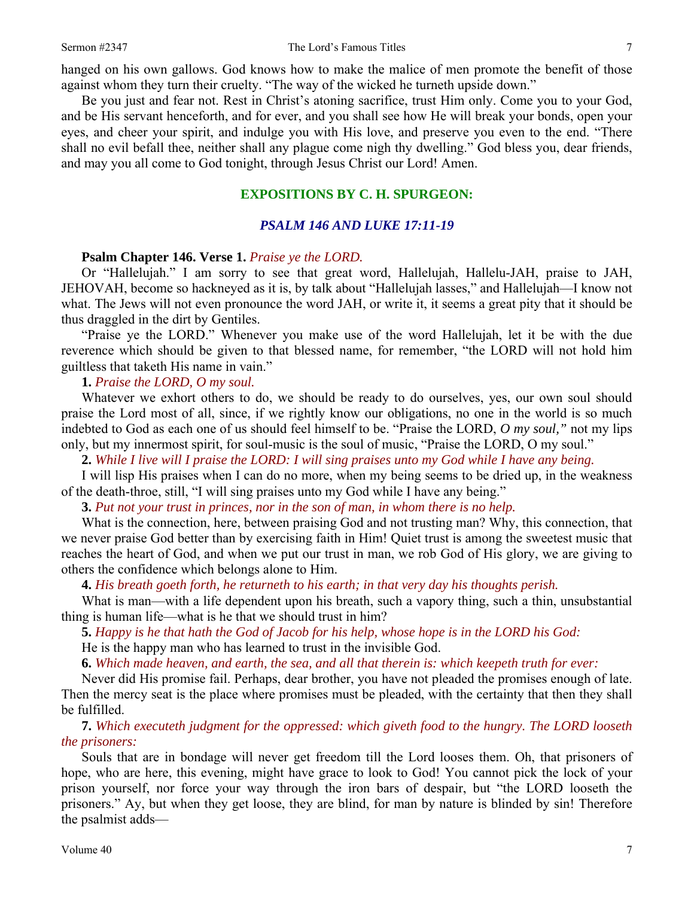hanged on his own gallows. God knows how to make the malice of men promote the benefit of those against whom they turn their cruelty. "The way of the wicked he turneth upside down."

Be you just and fear not. Rest in Christ's atoning sacrifice, trust Him only. Come you to your God, and be His servant henceforth, and for ever, and you shall see how He will break your bonds, open your eyes, and cheer your spirit, and indulge you with His love, and preserve you even to the end. "There shall no evil befall thee, neither shall any plague come nigh thy dwelling." God bless you, dear friends, and may you all come to God tonight, through Jesus Christ our Lord! Amen.

## EXPOSITIONS BY C. H. SPURGEON:

### *PSALM 146 AND LUKE 17:11-19*

**Psalm Chapter 146. Verse 1.** *Praise ye the LORD.*

Or "Hallelujah." I am sorry to see that great word, Hallelujah, Hallelu-JAH, praise to JAH, JEHOVAH, become so hackneyed as it is, by talk about "Hallelujah lasses," and Hallelujah—I know not what. The Jews will not even pronounce the word JAH, or write it, it seems a great pity that it should be thus draggled in the dirt by Gentiles.

"Praise ye the LORD." Whenever you make use of the word Hallelujah, let it be with the due reverence which should be given to that blessed name, for remember, "the LORD will not hold him guiltless that taketh His name in vain."

**1.** *Praise the LORD, O my soul.*

Whatever we exhort others to do, we should be ready to do ourselves, yes, our own soul should praise the Lord most of all, since, if we rightly know our obligations, no one in the world is so much indebted to God as each one of us should feel himself to be. "Praise the LORD, *O my soul,"* not my lips only, but my innermost spirit, for soul-music is the soul of music, "Praise the LORD, O my soul."

**2.** *While I live will I praise the LORD: I will sing praises unto my God while I have any being.*

I will lisp His praises when I can do no more, when my being seems to be dried up, in the weakness of the death-throe, still, "I will sing praises unto my God while I have any being."

**3.** *Put not your trust in princes, nor in the son of man, in whom there is no help.*

What is the connection, here, between praising God and not trusting man? Why, this connection, that we never praise God better than by exercising faith in Him! Quiet trust is among the sweetest music that reaches the heart of God, and when we put our trust in man, we rob God of His glory, we are giving to others the confidence which belongs alone to Him.

**4.** *His breath goeth forth, he returneth to his earth; in that very day his thoughts perish.*

What is man—with a life dependent upon his breath, such a vapory thing, such a thin, unsubstantial thing is human life—what is he that we should trust in him?

**5.** *Happy is he that hath the God of Jacob for his help, whose hope is in the LORD his God:*

He is the happy man who has learned to trust in the invisible God.

**6.** *Which made heaven, and earth, the sea, and all that therein is: which keepeth truth for ever:*

Never did His promise fail. Perhaps, dear brother, you have not pleaded the promises enough of late. Then the mercy seat is the place where promises must be pleaded, with the certainty that then they shall be fulfilled.

**7.** *Which executeth judgment for the oppressed: which giveth food to the hungry. The LORD looseth the prisoners:*

Souls that are in bondage will never get freedom till the Lord looses them. Oh, that prisoners of hope, who are here, this evening, might have grace to look to God! You cannot pick the lock of your prison yourself, nor force your way through the iron bars of despair, but "the LORD looseth the prisoners." Ay, but when they get loose, they are blind, for man by nature is blinded by sin! Therefore the psalmist adds—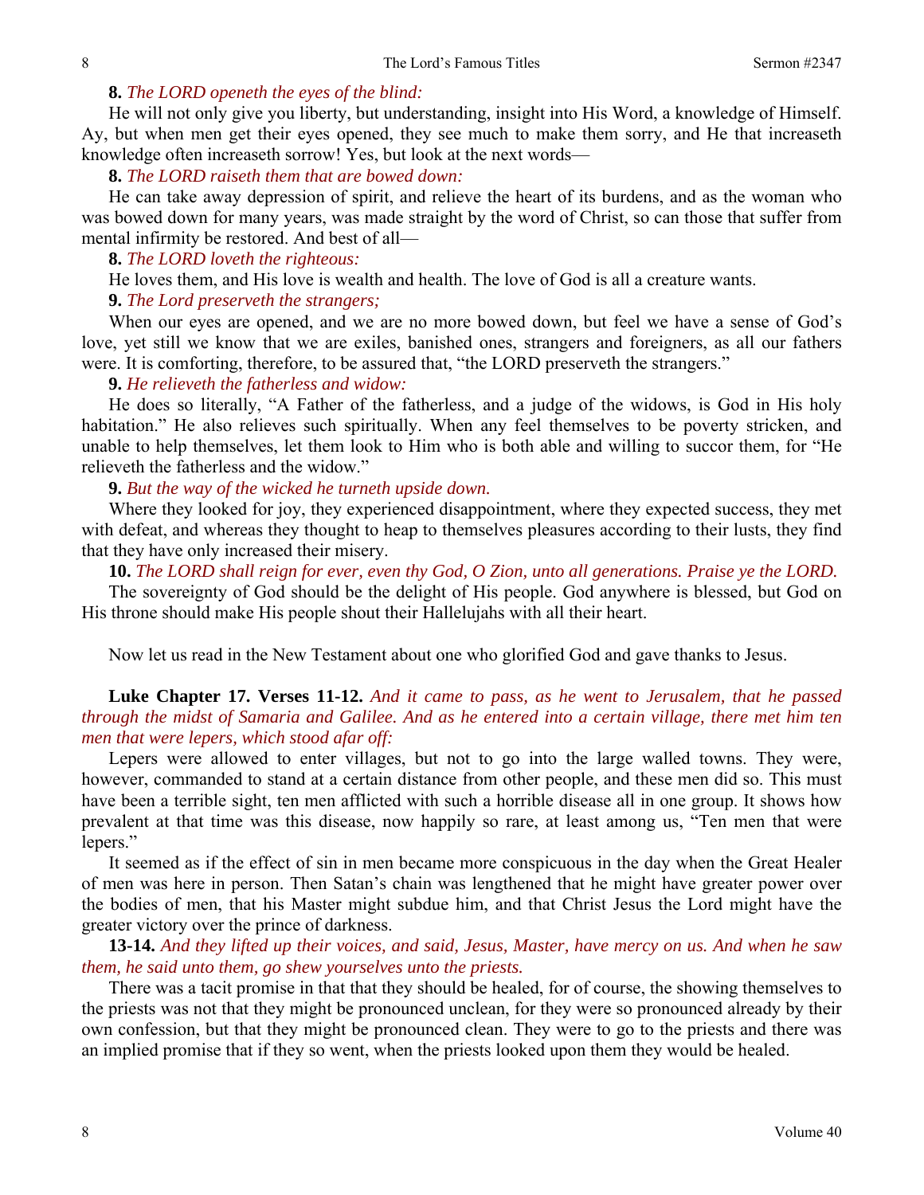**8.** *The LORD openeth the eyes of the blind:*

He will not only give you liberty, but understanding, insight into His Word, a knowledge of Himself. Ay, but when men get their eyes opened, they see much to make them sorry, and He that increaseth knowledge often increaseth sorrow! Yes, but look at the next words—

**8.** *The LORD raiseth them that are bowed down:*

He can take away depression of spirit, and relieve the heart of its burdens, and as the woman who was bowed down for many years, was made straight by the word of Christ, so can those that suffer from mental infirmity be restored. And best of all—

**8.** *The LORD loveth the righteous:*

He loves them, and His love is wealth and health. The love of God is all a creature wants.

**9.** *The Lord preserveth the strangers;*

When our eyes are opened, and we are no more bowed down, but feel we have a sense of God's love, yet still we know that we are exiles, banished ones, strangers and foreigners, as all our fathers were. It is comforting, therefore, to be assured that, "the LORD preserveth the strangers."

**9.** *He relieveth the fatherless and widow:*

He does so literally, "A Father of the fatherless, and a judge of the widows, is God in His holy habitation." He also relieves such spiritually. When any feel themselves to be poverty stricken, and unable to help themselves, let them look to Him who is both able and willing to succor them, for "He relieveth the fatherless and the widow."

**9.** *But the way of the wicked he turneth upside down.*

Where they looked for joy, they experienced disappointment, where they expected success, they met with defeat, and whereas they thought to heap to themselves pleasures according to their lusts, they find that they have only increased their misery.

**10.** *The LORD shall reign for ever, even thy God, O Zion, unto all generations. Praise ye the LORD.*

The sovereignty of God should be the delight of His people. God anywhere is blessed, but God on His throne should make His people shout their Hallelujahs with all their heart.

Now let us read in the New Testament about one who glorified God and gave thanks to Jesus.

**Luke Chapter 17. Verses 11-12.** *And it came to pass, as he went to Jerusalem, that he passed through the midst of Samaria and Galilee. And as he entered into a certain village, there met him ten men that were lepers, which stood afar off:*

Lepers were allowed to enter villages, but not to go into the large walled towns. They were, however, commanded to stand at a certain distance from other people, and these men did so. This must have been a terrible sight, ten men afflicted with such a horrible disease all in one group. It shows how prevalent at that time was this disease, now happily so rare, at least among us, "Ten men that were lepers."

It seemed as if the effect of sin in men became more conspicuous in the day when the Great Healer of men was here in person. Then Satan's chain was lengthened that he might have greater power over the bodies of men, that his Master might subdue him, and that Christ Jesus the Lord might have the greater victory over the prince of darkness.

**13-14.** *And they lifted up their voices, and said, Jesus, Master, have mercy on us. And when he saw them, he said unto them, go shew yourselves unto the priests.*

There was a tacit promise in that that they should be healed, for of course, the showing themselves to the priests was not that they might be pronounced unclean, for they were so pronounced already by their own confession, but that they might be pronounced clean. They were to go to the priests and there was an implied promise that if they so went, when the priests looked upon them they would be healed.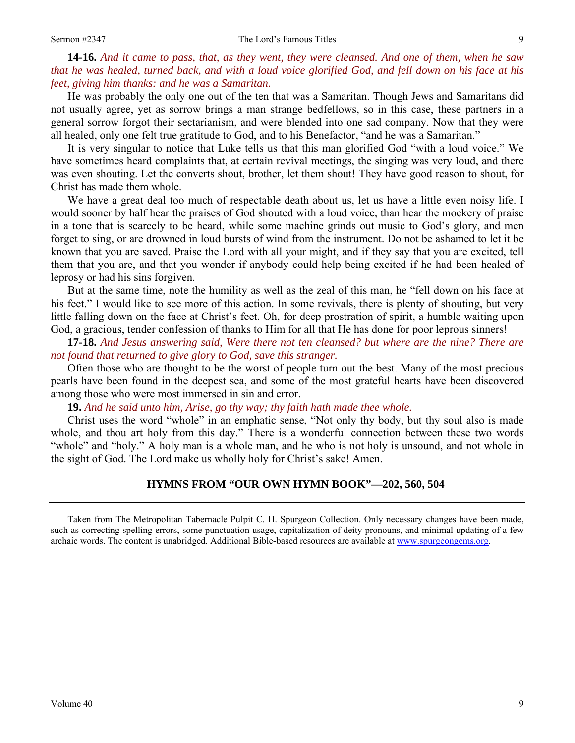**14-16.** *And it came to pass, that, as they went, they were cleansed. And one of them, when he saw that he was healed, turned back, and with a loud voice glorified God, and fell down on his face at his feet, giving him thanks: and he was a Samaritan.*

He was probably the only one out of the ten that was a Samaritan. Though Jews and Samaritans did not usually agree, yet as sorrow brings a man strange bedfellows, so in this case, these partners in a general sorrow forgot their sectarianism, and were blended into one sad company. Now that they were all healed, only one felt true gratitude to God, and to his Benefactor, "and he was a Samaritan."

It is very singular to notice that Luke tells us that this man glorified God "with a loud voice." We have sometimes heard complaints that, at certain revival meetings, the singing was very loud, and there was even shouting. Let the converts shout, brother, let them shout! They have good reason to shout, for Christ has made them whole.

We have a great deal too much of respectable death about us, let us have a little even noisy life. I would sooner by half hear the praises of God shouted with a loud voice, than hear the mockery of praise in a tone that is scarcely to be heard, while some machine grinds out music to God's glory, and men forget to sing, or are drowned in loud bursts of wind from the instrument. Do not be ashamed to let it be known that you are saved. Praise the Lord with all your might, and if they say that you are excited, tell them that you are, and that you wonder if anybody could help being excited if he had been healed of leprosy or had his sins forgiven.

But at the same time, note the humility as well as the zeal of this man, he "fell down on his face at his feet." I would like to see more of this action. In some revivals, there is plenty of shouting, but very little falling down on the face at Christ's feet. Oh, for deep prostration of spirit, a humble waiting upon God, a gracious, tender confession of thanks to Him for all that He has done for poor leprous sinners!

**17-18.** *And Jesus answering said, Were there not ten cleansed? but where are the nine? There are not found that returned to give glory to God, save this stranger.*

Often those who are thought to be the worst of people turn out the best. Many of the most precious pearls have been found in the deepest sea, and some of the most grateful hearts have been discovered among those who were most immersed in sin and error.

**19.** *And he said unto him, Arise, go thy way; thy faith hath made thee whole.*

Christ uses the word "whole" in an emphatic sense, "Not only thy body, but thy soul also is made whole, and thou art holy from this day." There is a wonderful connection between these two words "whole" and "holy." A holy man is a whole man, and he who is not holy is unsound, and not whole in the sight of God. The Lord make us wholly holy for Christ's sake! Amen.

## HYMNS FROM "OUR OWN HYMN BOOK"—202, 560, 504

---

Taken from The Metropolitan Tabernacle Pulpit C. H. Spurgeon Collection. Only necessary changes have been made, such as correcting spelling errors, some punctuation usage, capitalization of deity pronouns, and minimal updating of a few archaic words. The content is unabridged. Additional Bible-based resources are available at www.spurgeongems.org.